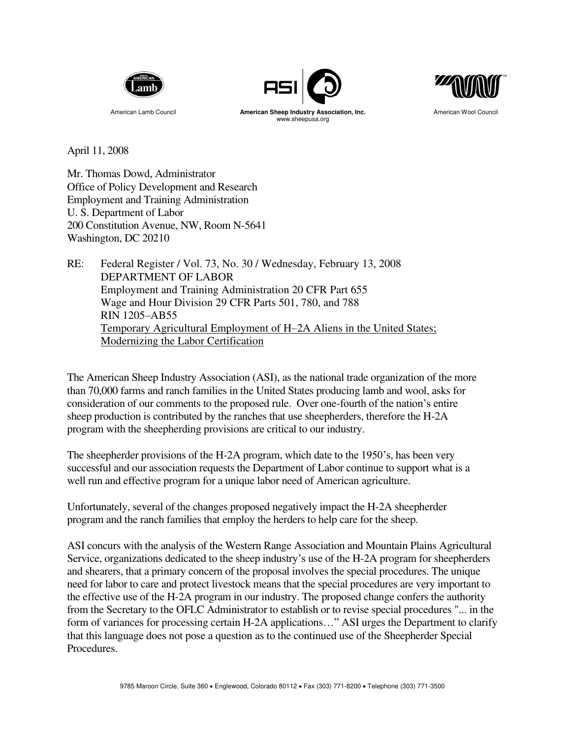American Lamb Council

**American Sheep Industry Association, Inc.**
www.sheepusa.org

American Wool Council

April 11, 2008

Mr. Thomas Dowd, Administrator
Office of Policy Development and Research
Employment and Training Administration
U. S. Department of Labor
200 Constitution Avenue, NW, Room N-5641
Washington, DC 20210

RE: Federal Register / Vol. 73, No. 30 / Wednesday, February 13, 2008
DEPARTMENT OF LABOR
Employment and Training Administration 20 CFR Part 655
Wage and Hour Division 29 CFR Parts 501, 780, and 788
RIN 1205–AB55
<u>Temporary Agricultural Employment of H–2A Aliens in the United States; Modernizing the Labor Certification</u>

The American Sheep Industry Association (ASI), as the national trade organization of the more than 70,000 farms and ranch families in the United States producing lamb and wool, asks for consideration of our comments to the proposed rule. Over one-fourth of the nation's entire sheep production is contributed by the ranches that use sheepherders, therefore the H-2A program with the sheepherding provisions are critical to our industry.

The sheepherder provisions of the H-2A program, which date to the 1950's, has been very successful and our association requests the Department of Labor continue to support what is a well run and effective program for a unique labor need of American agriculture.

Unfortunately, several of the changes proposed negatively impact the H-2A sheepherder program and the ranch families that employ the herders to help care for the sheep.

ASI concurs with the analysis of the Western Range Association and Mountain Plains Agricultural Service, organizations dedicated to the sheep industry's use of the H-2A program for sheepherders and shearers, that a primary concern of the proposal involves the special procedures. The unique need for labor to care and protect livestock means that the special procedures are very important to the effective use of the H-2A program in our industry. The proposed change confers the authority from the Secretary to the OFLC Administrator to establish or to revise special procedures "... in the form of variances for processing certain H-2A applications…" ASI urges the Department to clarify that this language does not pose a question as to the continued use of the Sheepherder Special Procedures.

9785 Maroon Circle, Suite 360 • Englewood, Colorado 80112 • Fax (303) 771-8200 • Telephone (303) 771-3500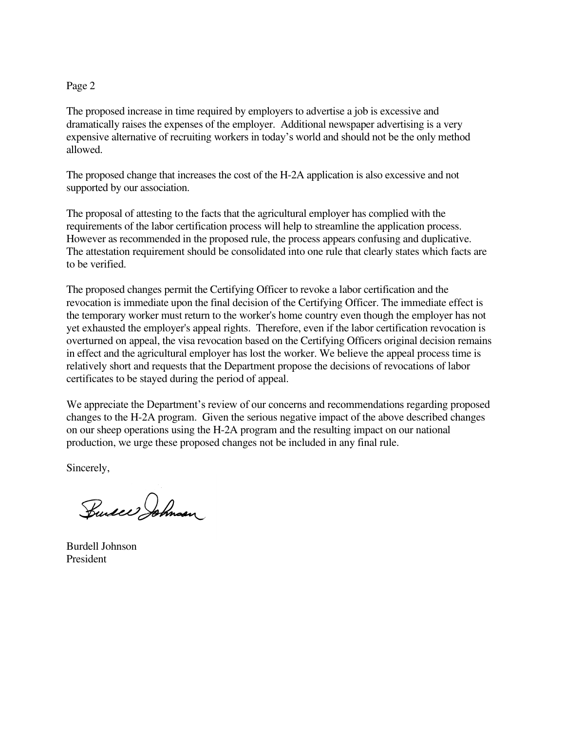The proposed increase in time required by employers to advertise a job is excessive and dramatically raises the expenses of the employer. Additional newspaper advertising is a very expensive alternative of recruiting workers in today's world and should not be the only method allowed.

The proposed change that increases the cost of the H-2A application is also excessive and not supported by our association.

The proposal of attesting to the facts that the agricultural employer has complied with the requirements of the labor certification process will help to streamline the application process. However as recommended in the proposed rule, the process appears confusing and duplicative. The attestation requirement should be consolidated into one rule that clearly states which facts are to be verified.

The proposed changes permit the Certifying Officer to revoke a labor certification and the revocation is immediate upon the final decision of the Certifying Officer. The immediate effect is the temporary worker must return to the worker's home country even though the employer has not yet exhausted the employer's appeal rights. Therefore, even if the labor certification revocation is overturned on appeal, the visa revocation based on the Certifying Officers original decision remains in effect and the agricultural employer has lost the worker. We believe the appeal process time is relatively short and requests that the Department propose the decisions of revocations of labor certificates to be stayed during the period of appeal.

We appreciate the Department's review of our concerns and recommendations regarding proposed changes to the H-2A program. Given the serious negative impact of the above described changes on our sheep operations using the H-2A program and the resulting impact on our national production, we urge these proposed changes not be included in any final rule.

Sincerely,

Burdell Johnson

Burdell Johnson
President